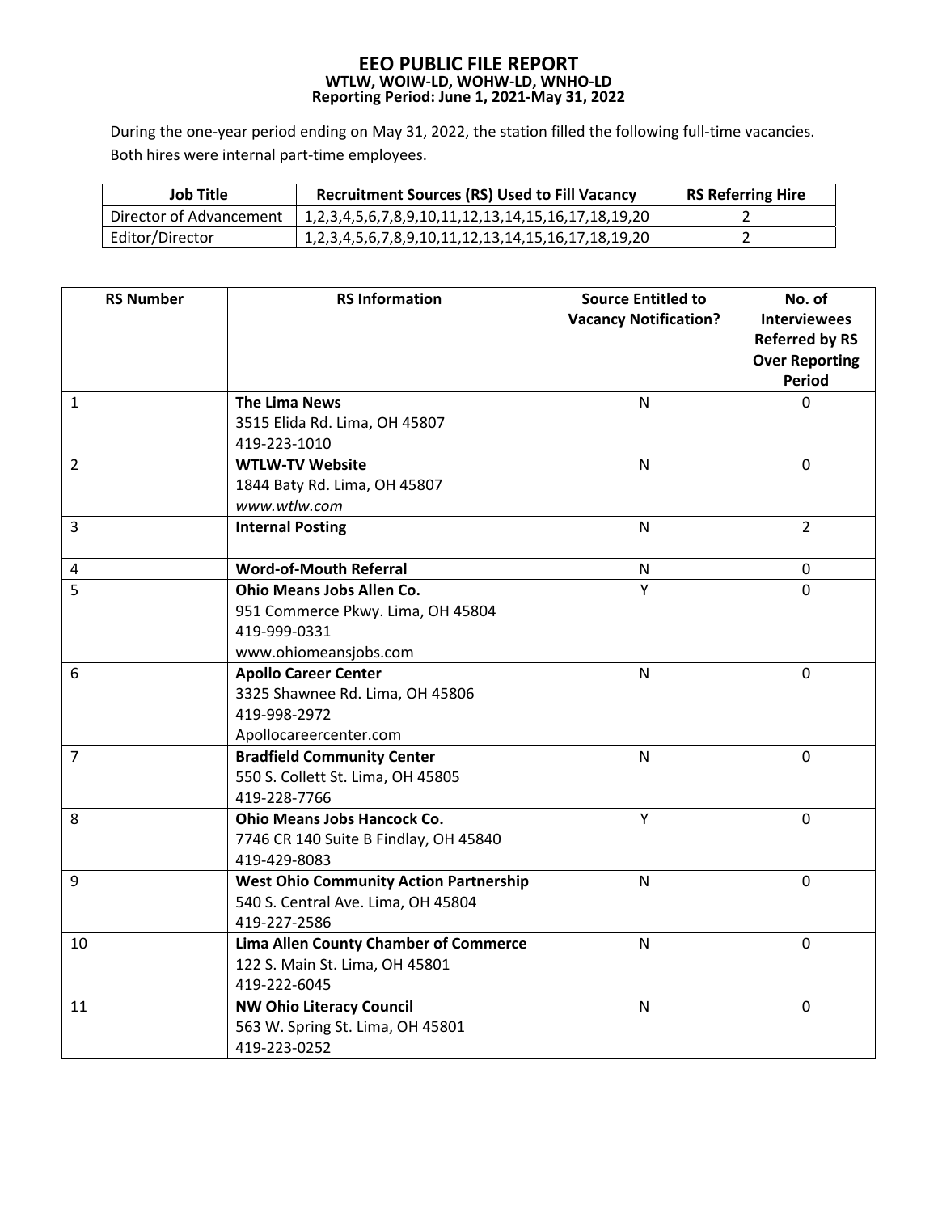# EEO PUBLIC FILE REPORT
## WTLW, WOIW-LD, WOHW-LD, WNHO-LD
### Reporting Period: June 1, 2021-May 31, 2022

During the one-year period ending on May 31, 2022, the station filled the following full-time vacancies. Both hires were internal part-time employees.

| Job Title | Recruitment Sources (RS) Used to Fill Vacancy | RS Referring Hire |
|---|---|---|
| Director of Advancement | 1,2,3,4,5,6,7,8,9,10,11,12,13,14,15,16,17,18,19,20 | 2 |
| Editor/Director | 1,2,3,4,5,6,7,8,9,10,11,12,13,14,15,16,17,18,19,20 | 2 |

| RS Number | RS Information | Source Entitled to Vacancy Notification? | No. of Interviewees Referred by RS Over Reporting Period |
|---|---|---|---|
| 1 | **The Lima News**<br>3515 Elida Rd. Lima, OH 45807<br>419-223-1010 | N | 0 |
| 2 | **WTLW-TV Website**<br>1844 Baty Rd. Lima, OH 45807<br>*www.wtlw.com* | N | 0 |
| 3 | **Internal Posting** | N | 2 |
| 4 | **Word-of-Mouth Referral** | N | 0 |
| 5 | **Ohio Means Jobs Allen Co.**<br>951 Commerce Pkwy. Lima, OH 45804<br>419-999-0331<br>www.ohiomeansjobs.com | Y | 0 |
| 6 | **Apollo Career Center**<br>3325 Shawnee Rd. Lima, OH 45806<br>419-998-2972<br>Apollocareercenter.com | N | 0 |
| 7 | **Bradfield Community Center**<br>550 S. Collett St. Lima, OH 45805<br>419-228-7766 | N | 0 |
| 8 | **Ohio Means Jobs Hancock Co.**<br>7746 CR 140 Suite B Findlay, OH 45840<br>419-429-8083 | Y | 0 |
| 9 | **West Ohio Community Action Partnership**<br>540 S. Central Ave. Lima, OH 45804<br>419-227-2586 | N | 0 |
| 10 | **Lima Allen County Chamber of Commerce**<br>122 S. Main St. Lima, OH 45801<br>419-222-6045 | N | 0 |
| 11 | **NW Ohio Literacy Council**<br>563 W. Spring St. Lima, OH 45801<br>419-223-0252 | N | 0 |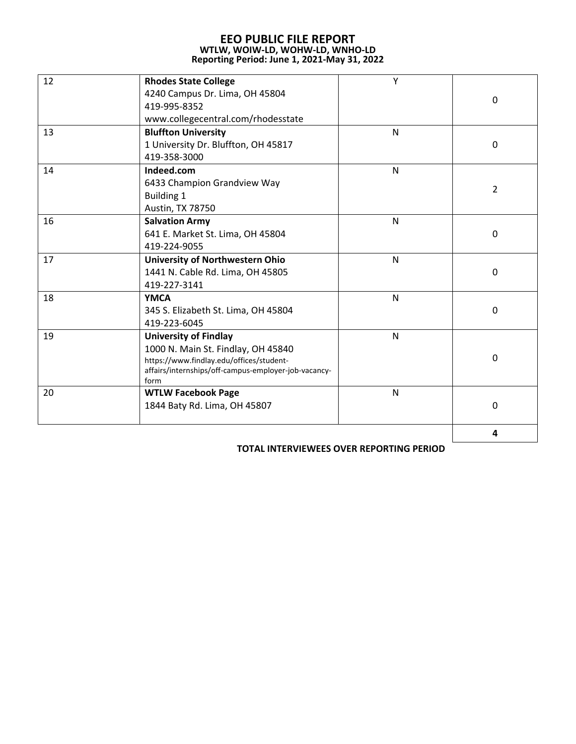# EEO PUBLIC FILE REPORT

**WTLW, WOIW-LD, WOHW-LD, WNHO-LD**

**Reporting Period: June 1, 2021-May 31, 2022**

| | | | |
|---|---|---|---|
| 12 | **Rhodes State College**<br>4240 Campus Dr. Lima, OH 45804<br>419-995-8352<br>www.collegecentral.com/rhodesstate | Y | 0 |
| 13 | **Bluffton University**<br>1 University Dr. Bluffton, OH 45817<br>419-358-3000 | N | 0 |
| 14 | **Indeed.com**<br>6433 Champion Grandview Way<br>Building 1<br>Austin, TX 78750 | N | 2 |
| 16 | **Salvation Army**<br>641 E. Market St. Lima, OH 45804<br>419-224-9055 | N | 0 |
| 17 | **University of Northwestern Ohio**<br>1441 N. Cable Rd. Lima, OH 45805<br>419-227-3141 | N | 0 |
| 18 | **YMCA**<br>345 S. Elizabeth St. Lima, OH 45804<br>419-223-6045 | N | 0 |
| 19 | **University of Findlay**<br>1000 N. Main St. Findlay, OH 45840<br>https://www.findlay.edu/offices/student-affairs/internships/off-campus-employer-job-vacancy-form | N | 0 |
| 20 | **WTLW Facebook Page**<br>1844 Baty Rd. Lima, OH 45807 | N | 0 |
| | | | **4** |

**TOTAL INTERVIEWEES OVER REPORTING PERIOD**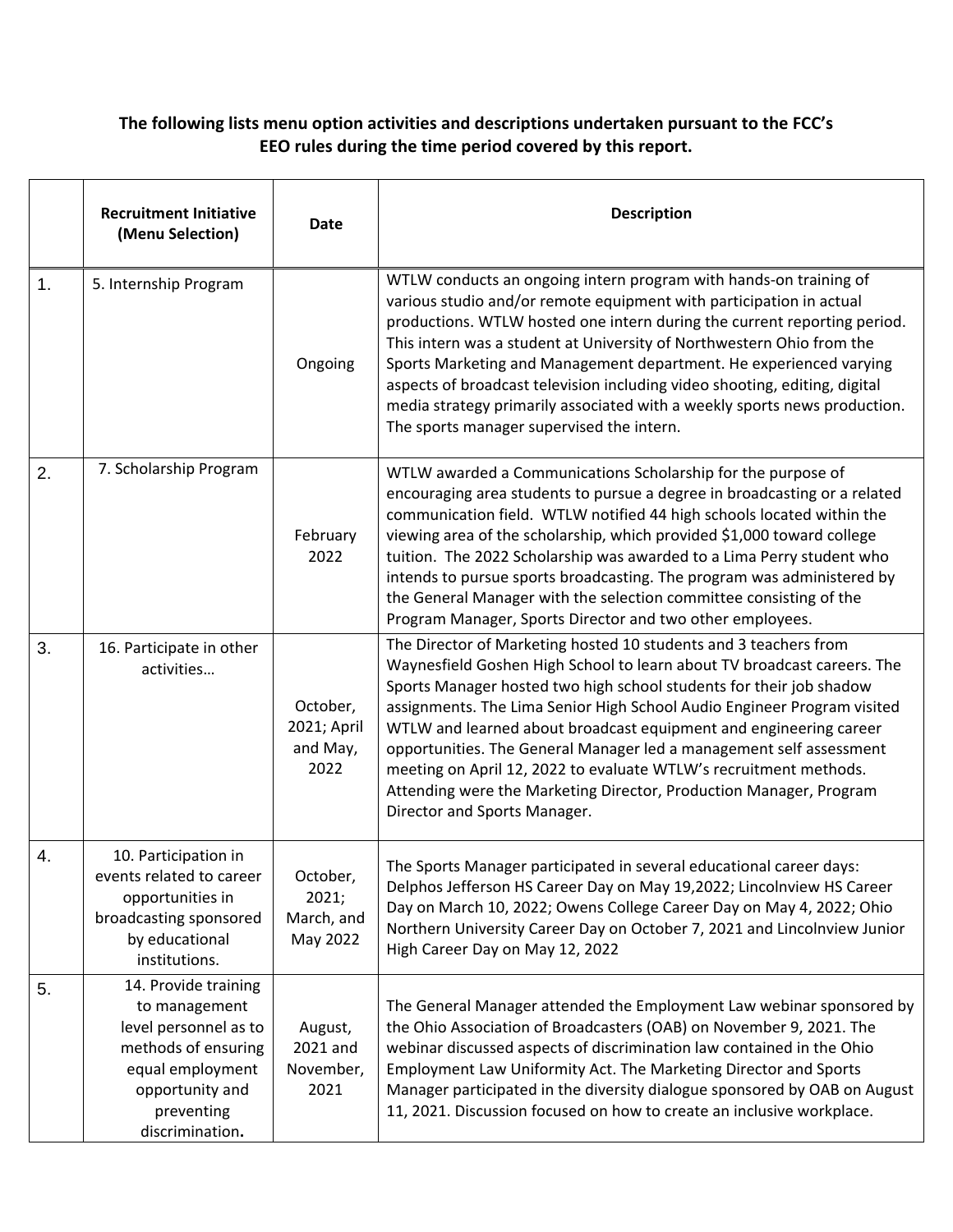**The following lists menu option activities and descriptions undertaken pursuant to the FCC's EEO rules during the time period covered by this report.**

| | Recruitment Initiative (Menu Selection) | Date | Description |
|---|---|---|---|
| 1. | 5. Internship Program | Ongoing | WTLW conducts an ongoing intern program with hands-on training of various studio and/or remote equipment with participation in actual productions. WTLW hosted one intern during the current reporting period. This intern was a student at University of Northwestern Ohio from the Sports Marketing and Management department. He experienced varying aspects of broadcast television including video shooting, editing, digital media strategy primarily associated with a weekly sports news production. The sports manager supervised the intern. |
| 2. | 7. Scholarship Program | February 2022 | WTLW awarded a Communications Scholarship for the purpose of encouraging area students to pursue a degree in broadcasting or a related communication field. WTLW notified 44 high schools located within the viewing area of the scholarship, which provided $1,000 toward college tuition. The 2022 Scholarship was awarded to a Lima Perry student who intends to pursue sports broadcasting. The program was administered by the General Manager with the selection committee consisting of the Program Manager, Sports Director and two other employees. |
| 3. | 16. Participate in other activities… | October, 2021; April and May, 2022 | The Director of Marketing hosted 10 students and 3 teachers from Waynesfield Goshen High School to learn about TV broadcast careers. The Sports Manager hosted two high school students for their job shadow assignments. The Lima Senior High School Audio Engineer Program visited WTLW and learned about broadcast equipment and engineering career opportunities. The General Manager led a management self assessment meeting on April 12, 2022 to evaluate WTLW's recruitment methods. Attending were the Marketing Director, Production Manager, Program Director and Sports Manager. |
| 4. | 10. Participation in events related to career opportunities in broadcasting sponsored by educational institutions. | October, 2021; March, and May 2022 | The Sports Manager participated in several educational career days: Delphos Jefferson HS Career Day on May 19,2022; Lincolnview HS Career Day on March 10, 2022; Owens College Career Day on May 4, 2022; Ohio Northern University Career Day on October 7, 2021 and Lincolnview Junior High Career Day on May 12, 2022 |
| 5. | 14. Provide training to management level personnel as to methods of ensuring equal employment opportunity and preventing discrimination. | August, 2021 and November, 2021 | The General Manager attended the Employment Law webinar sponsored by the Ohio Association of Broadcasters (OAB) on November 9, 2021. The webinar discussed aspects of discrimination law contained in the Ohio Employment Law Uniformity Act. The Marketing Director and Sports Manager participated in the diversity dialogue sponsored by OAB on August 11, 2021. Discussion focused on how to create an inclusive workplace. |